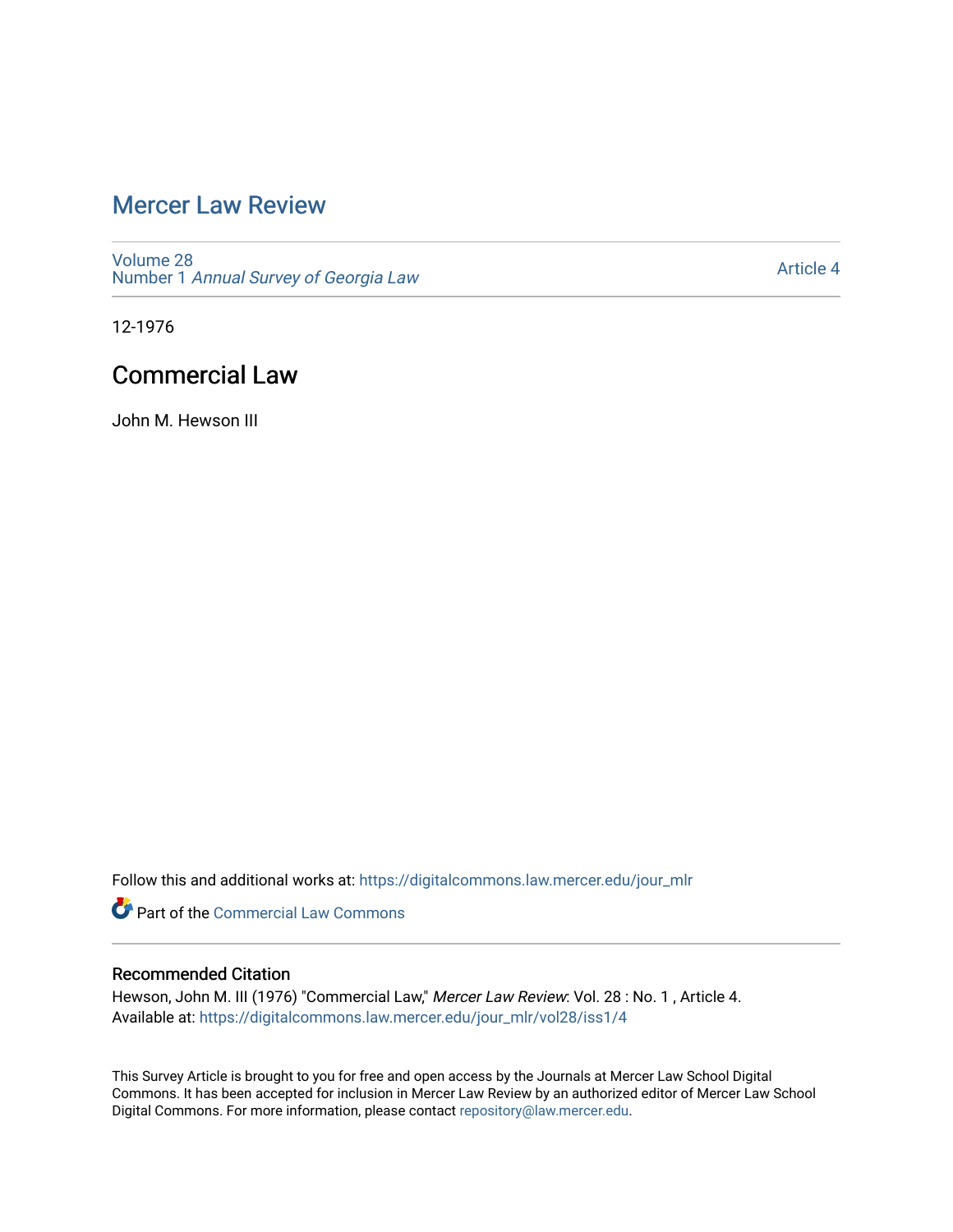# Mercer Law Review

Volume 28
Number 1 *Annual Survey of Georgia Law*

Article 4

12-1976

## Commercial Law

John M. Hewson III

Follow this and additional works at: https://digitalcommons.law.mercer.edu/jour_mlr

Part of the Commercial Law Commons

### Recommended Citation

Hewson, John M. III (1976) "Commercial Law," *Mercer Law Review*: Vol. 28 : No. 1 , Article 4.
Available at: https://digitalcommons.law.mercer.edu/jour_mlr/vol28/iss1/4

This Survey Article is brought to you for free and open access by the Journals at Mercer Law School Digital Commons. It has been accepted for inclusion in Mercer Law Review by an authorized editor of Mercer Law School Digital Commons. For more information, please contact repository@law.mercer.edu.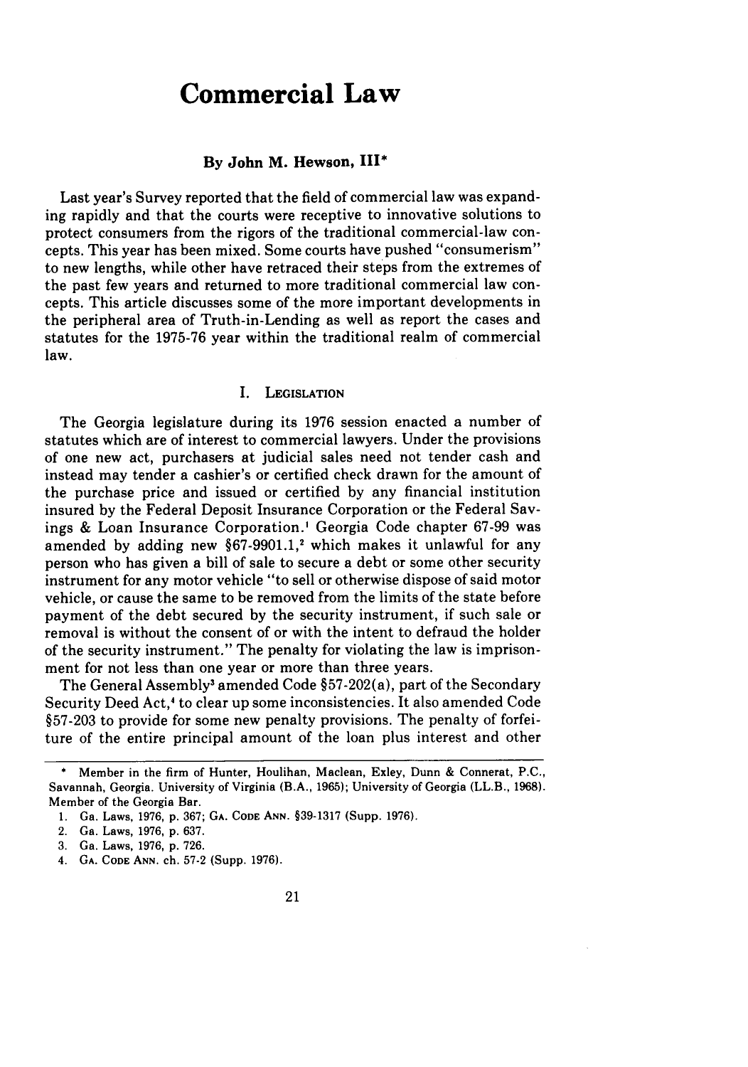# Commercial Law

### By John M. Hewson, III*

Last year's Survey reported that the field of commercial law was expanding rapidly and that the courts were receptive to innovative solutions to protect consumers from the rigors of the traditional commercial-law concepts. This year has been mixed. Some courts have pushed "consumerism" to new lengths, while other have retraced their steps from the extremes of the past few years and returned to more traditional commercial law concepts. This article discusses some of the more important developments in the peripheral area of Truth-in-Lending as well as report the cases and statutes for the 1975-76 year within the traditional realm of commercial law.

## I. LEGISLATION

The Georgia legislature during its 1976 session enacted a number of statutes which are of interest to commercial lawyers. Under the provisions of one new act, purchasers at judicial sales need not tender cash and instead may tender a cashier's or certified check drawn for the amount of the purchase price and issued or certified by any financial institution insured by the Federal Deposit Insurance Corporation or the Federal Savings & Loan Insurance Corporation.[1] Georgia Code chapter 67-99 was amended by adding new §67-9901.1,[2] which makes it unlawful for any person who has given a bill of sale to secure a debt or some other security instrument for any motor vehicle "to sell or otherwise dispose of said motor vehicle, or cause the same to be removed from the limits of the state before payment of the debt secured by the security instrument, if such sale or removal is without the consent of or with the intent to defraud the holder of the security instrument." The penalty for violating the law is imprisonment for not less than one year or more than three years.

The General Assembly[3] amended Code §57-202(a), part of the Secondary Security Deed Act,[4] to clear up some inconsistencies. It also amended Code §57-203 to provide for some new penalty provisions. The penalty of forfeiture of the entire principal amount of the loan plus interest and other

---

\* Member in the firm of Hunter, Houlihan, Maclean, Exley, Dunn & Connerat, P.C., Savannah, Georgia. University of Virginia (B.A., 1965); University of Georgia (LL.B., 1968). Member of the Georgia Bar.

1. Ga. Laws, 1976, p. 367; GA. CODE ANN. §39-1317 (Supp. 1976).
2. Ga. Laws, 1976, p. 637.
3. Ga. Laws, 1976, p. 726.
4. GA. CODE ANN. ch. 57-2 (Supp. 1976).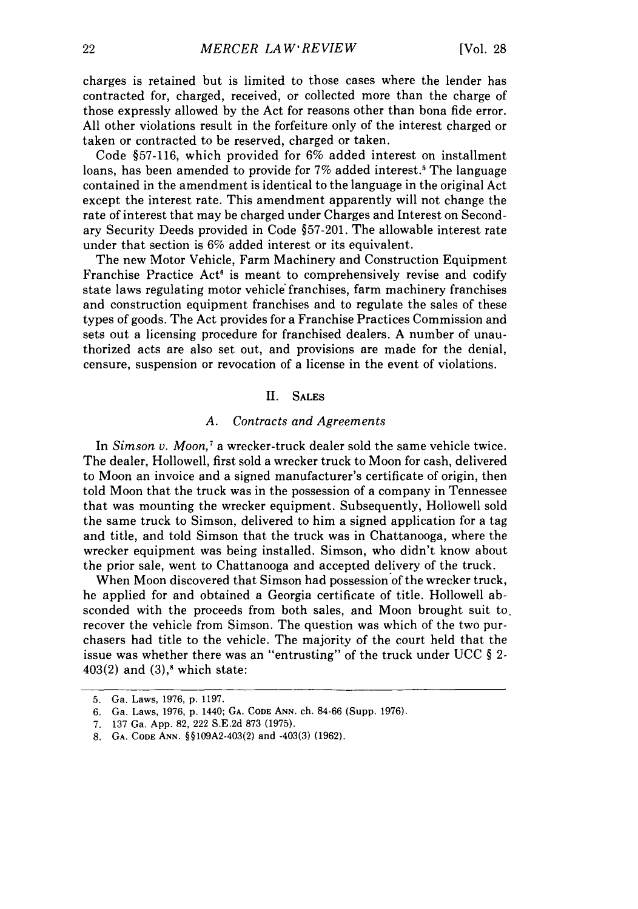charges is retained but is limited to those cases where the lender has contracted for, charged, received, or collected more than the charge of those expressly allowed by the Act for reasons other than bona fide error. All other violations result in the forfeiture only of the interest charged or taken or contracted to be reserved, charged or taken.

Code §57-116, which provided for 6% added interest on installment loans, has been amended to provide for 7% added interest.[5] The language contained in the amendment is identical to the language in the original Act except the interest rate. This amendment apparently will not change the rate of interest that may be charged under Charges and Interest on Secondary Security Deeds provided in Code §57-201. The allowable interest rate under that section is 6% added interest or its equivalent.

The new Motor Vehicle, Farm Machinery and Construction Equipment Franchise Practice Act[6] is meant to comprehensively revise and codify state laws regulating motor vehicle franchises, farm machinery franchises and construction equipment franchises and to regulate the sales of these types of goods. The Act provides for a Franchise Practices Commission and sets out a licensing procedure for franchised dealers. A number of unauthorized acts are also set out, and provisions are made for the denial, censure, suspension or revocation of a license in the event of violations.

## II. Sales

### A. *Contracts and Agreements*

In *Simson v. Moon,*[7] a wrecker-truck dealer sold the same vehicle twice. The dealer, Hollowell, first sold a wrecker truck to Moon for cash, delivered to Moon an invoice and a signed manufacturer's certificate of origin, then told Moon that the truck was in the possession of a company in Tennessee that was mounting the wrecker equipment. Subsequently, Hollowell sold the same truck to Simson, delivered to him a signed application for a tag and title, and told Simson that the truck was in Chattanooga, where the wrecker equipment was being installed. Simson, who didn't know about the prior sale, went to Chattanooga and accepted delivery of the truck.

When Moon discovered that Simson had possession of the wrecker truck, he applied for and obtained a Georgia certificate of title. Hollowell absconded with the proceeds from both sales, and Moon brought suit to recover the vehicle from Simson. The question was which of the two purchasers had title to the vehicle. The majority of the court held that the issue was whether there was an "entrusting" of the truck under UCC § 2-403(2) and (3),[8] which state:

---

5. Ga. Laws, 1976, p. 1197.
6. Ga. Laws, 1976, p. 1440; Ga. Code Ann. ch. 84-66 (Supp. 1976).
7. 137 Ga. App. 82, 222 S.E.2d 873 (1975).
8. Ga. Code Ann. §§109A2-403(2) and -403(3) (1962).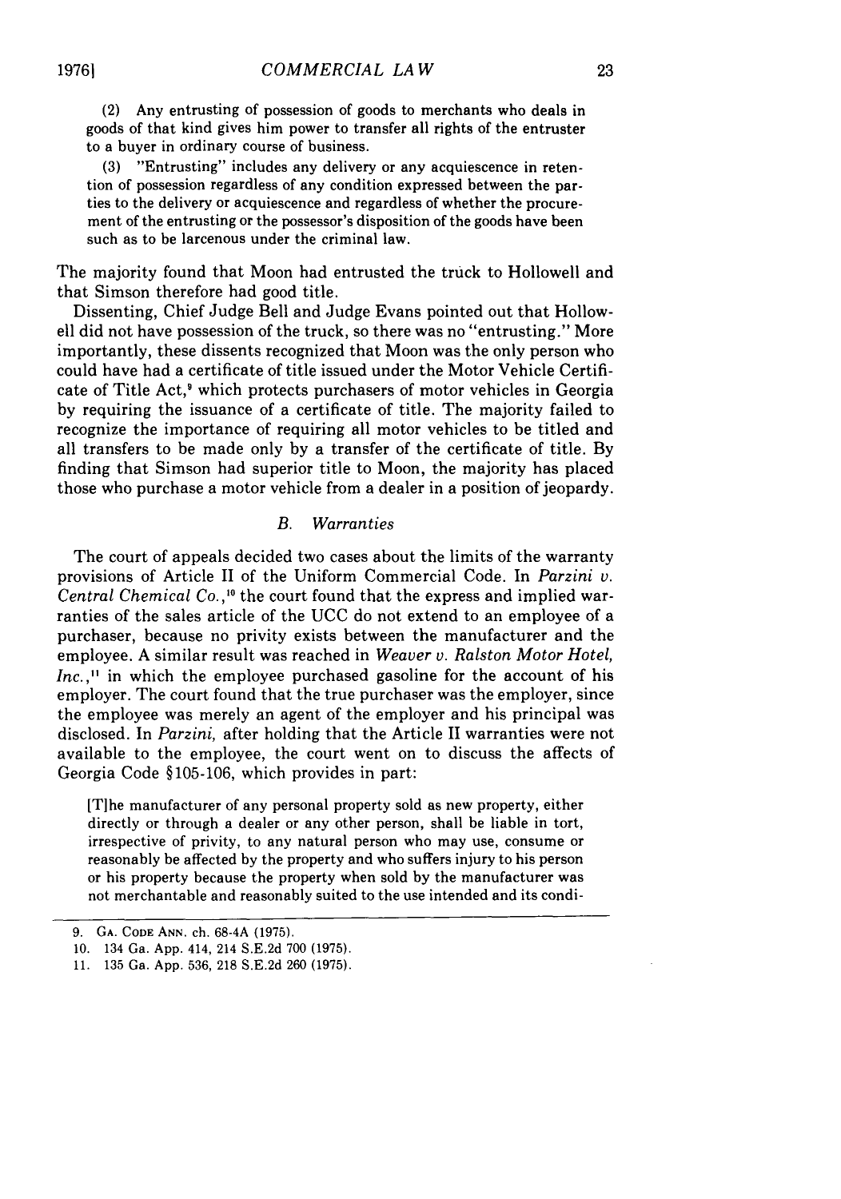> (2) Any entrusting of possession of goods to merchants who deals in goods of that kind gives him power to transfer all rights of the entruster to a buyer in ordinary course of business.
>
> (3) "Entrusting" includes any delivery or any acquiescence in retention of possession regardless of any condition expressed between the parties to the delivery or acquiescence and regardless of whether the procurement of the entrusting or the possessor's disposition of the goods have been such as to be larcenous under the criminal law.

The majority found that Moon had entrusted the truck to Hollowell and that Simson therefore had good title.

Dissenting, Chief Judge Bell and Judge Evans pointed out that Hollowell did not have possession of the truck, so there was no "entrusting." More importantly, these dissents recognized that Moon was the only person who could have had a certificate of title issued under the Motor Vehicle Certificate of Title Act,[9] which protects purchasers of motor vehicles in Georgia by requiring the issuance of a certificate of title. The majority failed to recognize the importance of requiring all motor vehicles to be titled and all transfers to be made only by a transfer of the certificate of title. By finding that Simson had superior title to Moon, the majority has placed those who purchase a motor vehicle from a dealer in a position of jeopardy.

### *B. Warranties*

The court of appeals decided two cases about the limits of the warranty provisions of Article II of the Uniform Commercial Code. In *Parzini v. Central Chemical Co.*,[10] the court found that the express and implied warranties of the sales article of the UCC do not extend to an employee of a purchaser, because no privity exists between the manufacturer and the employee. A similar result was reached in *Weaver v. Ralston Motor Hotel, Inc.*,[11] in which the employee purchased gasoline for the account of his employer. The court found that the true purchaser was the employer, since the employee was merely an agent of the employer and his principal was disclosed. In *Parzini*, after holding that the Article II warranties were not available to the employee, the court went on to discuss the affects of Georgia Code §105-106, which provides in part:

> [T]he manufacturer of any personal property sold as new property, either directly or through a dealer or any other person, shall be liable in tort, irrespective of privity, to any natural person who may use, consume or reasonably be affected by the property and who suffers injury to his person or his property because the property when sold by the manufacturer was not merchantable and reasonably suited to the use intended and its condi-

---

9. GA. CODE ANN. ch. 68-4A (1975).
10. 134 Ga. App. 414, 214 S.E.2d 700 (1975).
11. 135 Ga. App. 536, 218 S.E.2d 260 (1975).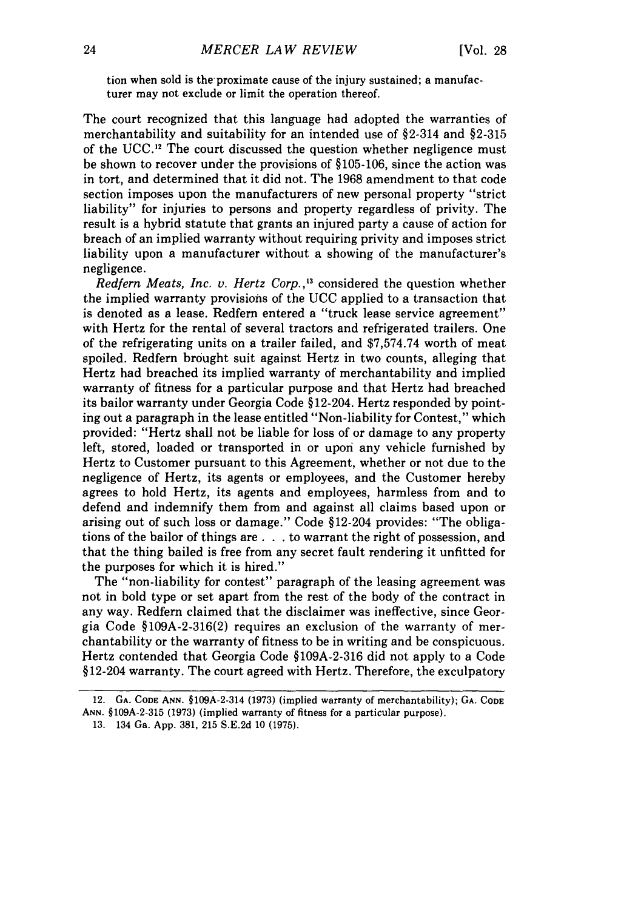tion when sold is the proximate cause of the injury sustained; a manufacturer may not exclude or limit the operation thereof.

The court recognized that this language had adopted the warranties of merchantability and suitability for an intended use of §2-314 and §2-315 of the UCC.[12] The court discussed the question whether negligence must be shown to recover under the provisions of §105-106, since the action was in tort, and determined that it did not. The 1968 amendment to that code section imposes upon the manufacturers of new personal property "strict liability" for injuries to persons and property regardless of privity. The result is a hybrid statute that grants an injured party a cause of action for breach of an implied warranty without requiring privity and imposes strict liability upon a manufacturer without a showing of the manufacturer's negligence.

*Redfern Meats, Inc. v. Hertz Corp.*,[13] considered the question whether the implied warranty provisions of the UCC applied to a transaction that is denoted as a lease. Redfern entered a "truck lease service agreement" with Hertz for the rental of several tractors and refrigerated trailers. One of the refrigerating units on a trailer failed, and $7,574.74 worth of meat spoiled. Redfern brought suit against Hertz in two counts, alleging that Hertz had breached its implied warranty of merchantability and implied warranty of fitness for a particular purpose and that Hertz had breached its bailor warranty under Georgia Code §12-204. Hertz responded by pointing out a paragraph in the lease entitled "Non-liability for Contest," which provided: "Hertz shall not be liable for loss of or damage to any property left, stored, loaded or transported in or upon any vehicle furnished by Hertz to Customer pursuant to this Agreement, whether or not due to the negligence of Hertz, its agents or employees, and the Customer hereby agrees to hold Hertz, its agents and employees, harmless from and to defend and indemnify them from and against all claims based upon or arising out of such loss or damage." Code §12-204 provides: "The obligations of the bailor of things are . . . to warrant the right of possession, and that the thing bailed is free from any secret fault rendering it unfitted for the purposes for which it is hired."

The "non-liability for contest" paragraph of the leasing agreement was not in bold type or set apart from the rest of the body of the contract in any way. Redfern claimed that the disclaimer was ineffective, since Georgia Code §109A-2-316(2) requires an exclusion of the warranty of merchantability or the warranty of fitness to be in writing and be conspicuous. Hertz contended that Georgia Code §109A-2-316 did not apply to a Code §12-204 warranty. The court agreed with Hertz. Therefore, the exculpatory

---

12. GA. CODE ANN. §109A-2-314 (1973) (implied warranty of merchantability); GA. CODE ANN. §109A-2-315 (1973) (implied warranty of fitness for a particular purpose).

13. 134 Ga. App. 381, 215 S.E.2d 10 (1975).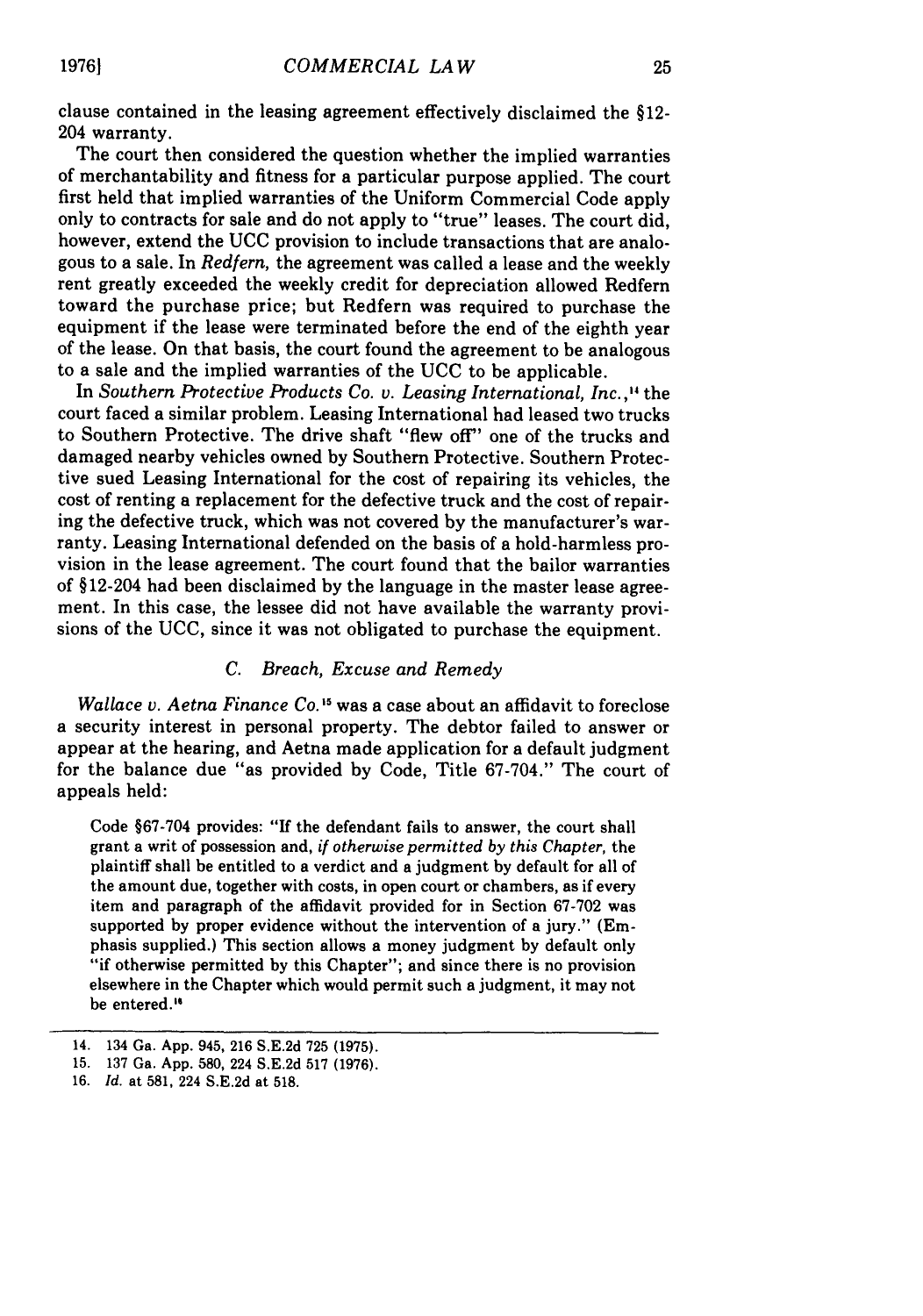clause contained in the leasing agreement effectively disclaimed the §12-204 warranty.

The court then considered the question whether the implied warranties of merchantability and fitness for a particular purpose applied. The court first held that implied warranties of the Uniform Commercial Code apply only to contracts for sale and do not apply to "true" leases. The court did, however, extend the UCC provision to include transactions that are analogous to a sale. In *Redfern*, the agreement was called a lease and the weekly rent greatly exceeded the weekly credit for depreciation allowed Redfern toward the purchase price; but Redfern was required to purchase the equipment if the lease were terminated before the end of the eighth year of the lease. On that basis, the court found the agreement to be analogous to a sale and the implied warranties of the UCC to be applicable.

In *Southern Protective Products Co. v. Leasing International, Inc.*,[14] the court faced a similar problem. Leasing International had leased two trucks to Southern Protective. The drive shaft "flew off" one of the trucks and damaged nearby vehicles owned by Southern Protective. Southern Protective sued Leasing International for the cost of repairing its vehicles, the cost of renting a replacement for the defective truck and the cost of repairing the defective truck, which was not covered by the manufacturer's warranty. Leasing International defended on the basis of a hold-harmless provision in the lease agreement. The court found that the bailor warranties of §12-204 had been disclaimed by the language in the master lease agreement. In this case, the lessee did not have available the warranty provisions of the UCC, since it was not obligated to purchase the equipment.

### *C. Breach, Excuse and Remedy*

*Wallace v. Aetna Finance Co.*[15] was a case about an affidavit to foreclose a security interest in personal property. The debtor failed to answer or appear at the hearing, and Aetna made application for a default judgment for the balance due "as provided by Code, Title 67-704." The court of appeals held:

> Code §67-704 provides: "If the defendant fails to answer, the court shall grant a writ of possession and, *if otherwise permitted by this Chapter*, the plaintiff shall be entitled to a verdict and a judgment by default for all of the amount due, together with costs, in open court or chambers, as if every item and paragraph of the affidavit provided for in Section 67-702 was supported by proper evidence without the intervention of a jury." (Emphasis supplied.) This section allows a money judgment by default only "if otherwise permitted by this Chapter"; and since there is no provision elsewhere in the Chapter which would permit such a judgment, it may not be entered.[16]

---

14. 134 Ga. App. 945, 216 S.E.2d 725 (1975).
15. 137 Ga. App. 580, 224 S.E.2d 517 (1976).
16. *Id.* at 581, 224 S.E.2d at 518.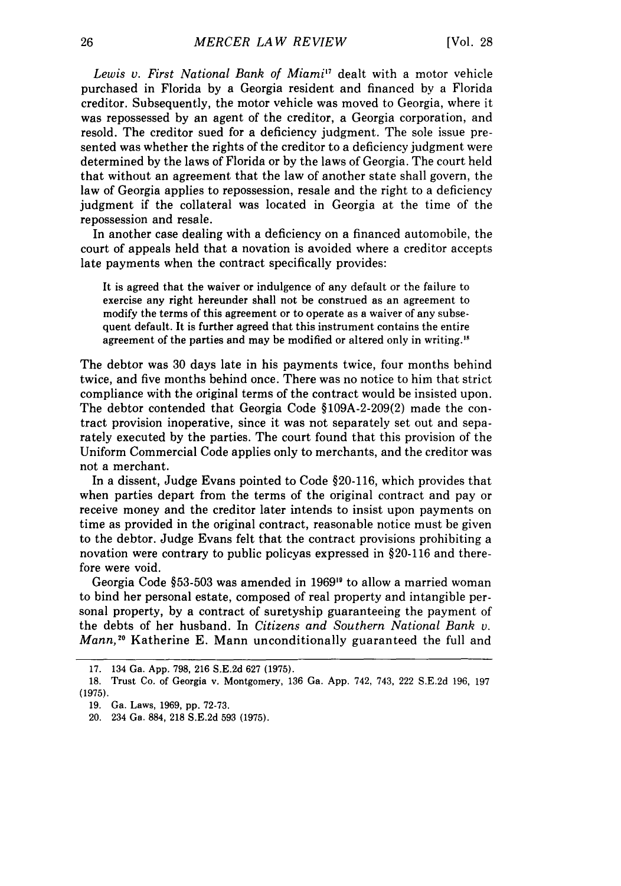*Lewis v. First National Bank of Miami*[17] dealt with a motor vehicle purchased in Florida by a Georgia resident and financed by a Florida creditor. Subsequently, the motor vehicle was moved to Georgia, where it was repossessed by an agent of the creditor, a Georgia corporation, and resold. The creditor sued for a deficiency judgment. The sole issue presented was whether the rights of the creditor to a deficiency judgment were determined by the laws of Florida or by the laws of Georgia. The court held that without an agreement that the law of another state shall govern, the law of Georgia applies to repossession, resale and the right to a deficiency judgment if the collateral was located in Georgia at the time of the repossession and resale.

In another case dealing with a deficiency on a financed automobile, the court of appeals held that a novation is avoided where a creditor accepts late payments when the contract specifically provides:

> It is agreed that the waiver or indulgence of any default or the failure to exercise any right hereunder shall not be construed as an agreement to modify the terms of this agreement or to operate as a waiver of any subsequent default. It is further agreed that this instrument contains the entire agreement of the parties and may be modified or altered only in writing.[18]

The debtor was 30 days late in his payments twice, four months behind twice, and five months behind once. There was no notice to him that strict compliance with the original terms of the contract would be insisted upon. The debtor contended that Georgia Code §109A-2-209(2) made the contract provision inoperative, since it was not separately set out and separately executed by the parties. The court found that this provision of the Uniform Commercial Code applies only to merchants, and the creditor was not a merchant.

In a dissent, Judge Evans pointed to Code §20-116, which provides that when parties depart from the terms of the original contract and pay or receive money and the creditor later intends to insist upon payments on time as provided in the original contract, reasonable notice must be given to the debtor. Judge Evans felt that the contract provisions prohibiting a novation were contrary to public policyas expressed in §20-116 and therefore were void.

Georgia Code §53-503 was amended in 1969[19] to allow a married woman to bind her personal estate, composed of real property and intangible personal property, by a contract of suretyship guaranteeing the payment of the debts of her husband. In *Citizens and Southern National Bank v. Mann*,[20] Katherine E. Mann unconditionally guaranteed the full and

---

17. 134 Ga. App. 798, 216 S.E.2d 627 (1975).

18. Trust Co. of Georgia v. Montgomery, 136 Ga. App. 742, 743, 222 S.E.2d 196, 197 (1975).

19. Ga. Laws, 1969, pp. 72-73.

20. 234 Ga. 884, 218 S.E.2d 593 (1975).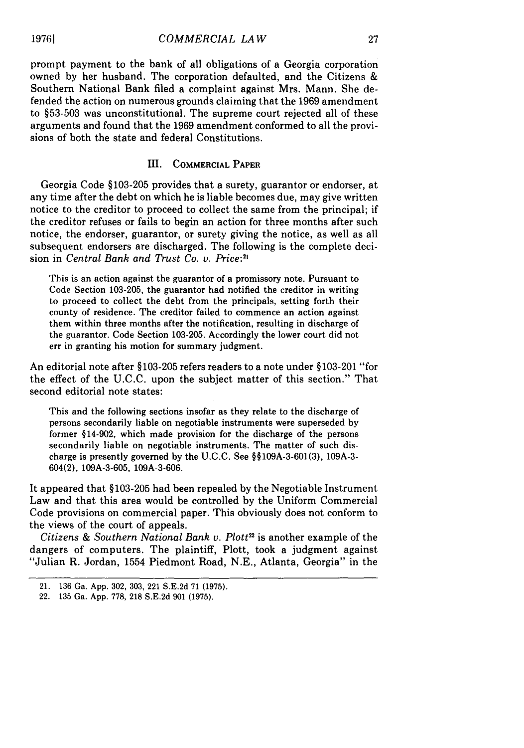prompt payment to the bank of all obligations of a Georgia corporation owned by her husband. The corporation defaulted, and the Citizens & Southern National Bank filed a complaint against Mrs. Mann. She defended the action on numerous grounds claiming that the 1969 amendment to §53-503 was unconstitutional. The supreme court rejected all of these arguments and found that the 1969 amendment conformed to all the provisions of both the state and federal Constitutions.

## III. COMMERCIAL PAPER

Georgia Code §103-205 provides that a surety, guarantor or endorser, at any time after the debt on which he is liable becomes due, may give written notice to the creditor to proceed to collect the same from the principal; if the creditor refuses or fails to begin an action for three months after such notice, the endorser, guarantor, or surety giving the notice, as well as all subsequent endorsers are discharged. The following is the complete decision in *Central Bank and Trust Co. v. Price*:[21]

> This is an action against the guarantor of a promissory note. Pursuant to Code Section 103-205, the guarantor had notified the creditor in writing to proceed to collect the debt from the principals, setting forth their county of residence. The creditor failed to commence an action against them within three months after the notification, resulting in discharge of the guarantor. Code Section 103-205. Accordingly the lower court did not err in granting his motion for summary judgment.

An editorial note after §103-205 refers readers to a note under §103-201 "for the effect of the U.C.C. upon the subject matter of this section." That second editorial note states:

> This and the following sections insofar as they relate to the discharge of persons secondarily liable on negotiable instruments were superseded by former §14-902, which made provision for the discharge of the persons secondarily liable on negotiable instruments. The matter of such discharge is presently governed by the U.C.C. See §§109A-3-601(3), 109A-3-604(2), 109A-3-605, 109A-3-606.

It appeared that §103-205 had been repealed by the Negotiable Instrument Law and that this area would be controlled by the Uniform Commercial Code provisions on commercial paper. This obviously does not conform to the views of the court of appeals.

*Citizens & Southern National Bank v. Plott*[22] is another example of the dangers of computers. The plaintiff, Plott, took a judgment against "Julian R. Jordan, 1554 Piedmont Road, N.E., Atlanta, Georgia" in the

---

21. 136 Ga. App. 302, 303, 221 S.E.2d 71 (1975).

22. 135 Ga. App. 778, 218 S.E.2d 901 (1975).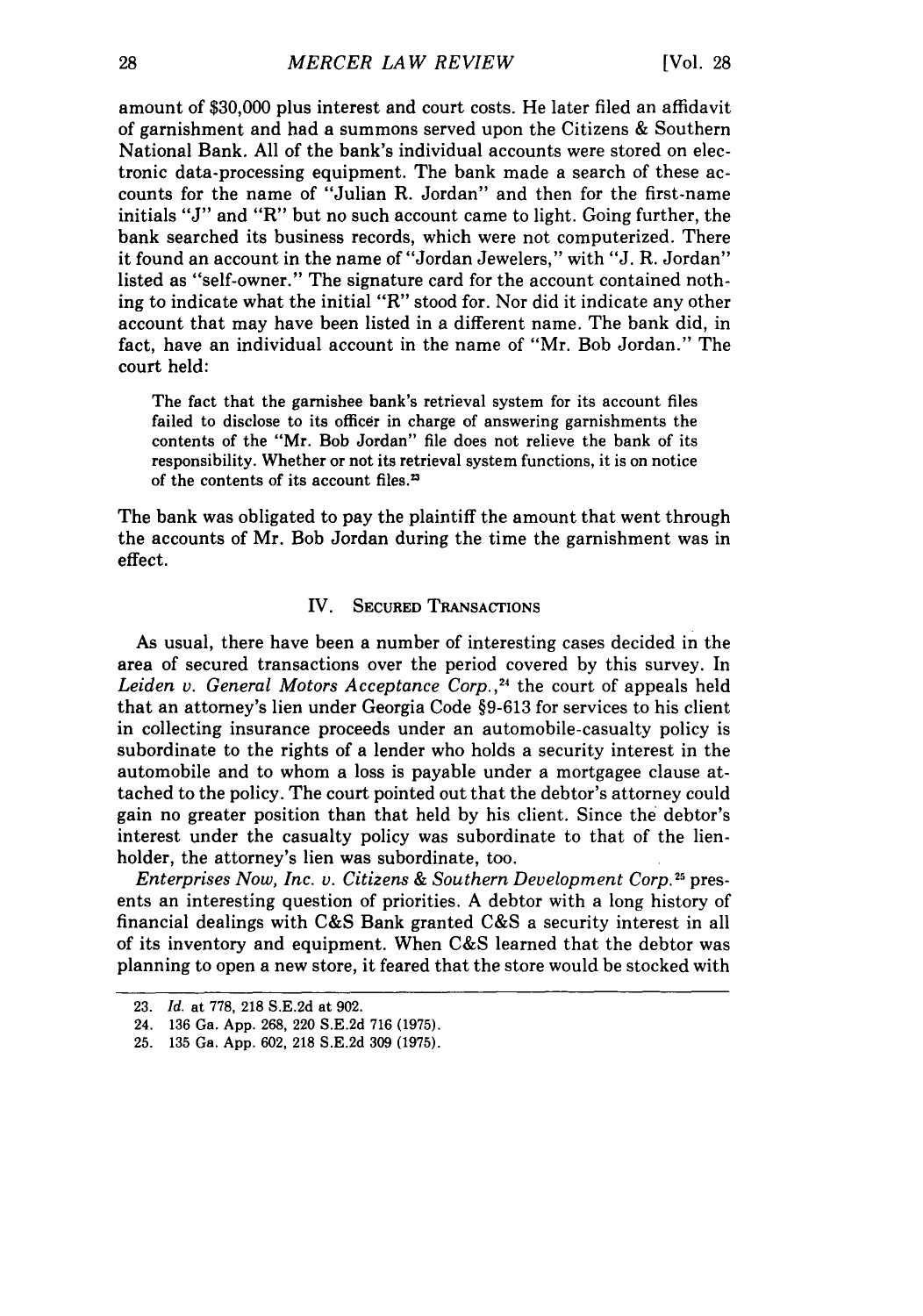amount of $30,000 plus interest and court costs. He later filed an affidavit of garnishment and had a summons served upon the Citizens & Southern National Bank. All of the bank's individual accounts were stored on electronic data-processing equipment. The bank made a search of these accounts for the name of "Julian R. Jordan" and then for the first-name initials "J" and "R" but no such account came to light. Going further, the bank searched its business records, which were not computerized. There it found an account in the name of "Jordan Jewelers," with "J. R. Jordan" listed as "self-owner." The signature card for the account contained nothing to indicate what the initial "R" stood for. Nor did it indicate any other account that may have been listed in a different name. The bank did, in fact, have an individual account in the name of "Mr. Bob Jordan." The court held:

> The fact that the garnishee bank's retrieval system for its account files failed to disclose to its officer in charge of answering garnishments the contents of the "Mr. Bob Jordan" file does not relieve the bank of its responsibility. Whether or not its retrieval system functions, it is on notice of the contents of its account files.[23]

The bank was obligated to pay the plaintiff the amount that went through the accounts of Mr. Bob Jordan during the time the garnishment was in effect.

## IV. SECURED TRANSACTIONS

As usual, there have been a number of interesting cases decided in the area of secured transactions over the period covered by this survey. In *Leiden v. General Motors Acceptance Corp.*,[24] the court of appeals held that an attorney's lien under Georgia Code §9-613 for services to his client in collecting insurance proceeds under an automobile-casualty policy is subordinate to the rights of a lender who holds a security interest in the automobile and to whom a loss is payable under a mortgagee clause attached to the policy. The court pointed out that the debtor's attorney could gain no greater position than that held by his client. Since the debtor's interest under the casualty policy was subordinate to that of the lienholder, the attorney's lien was subordinate, too.

*Enterprises Now, Inc. v. Citizens & Southern Development Corp.*[25] presents an interesting question of priorities. A debtor with a long history of financial dealings with C&S Bank granted C&S a security interest in all of its inventory and equipment. When C&S learned that the debtor was planning to open a new store, it feared that the store would be stocked with

---

23. *Id.* at 778, 218 S.E.2d at 902.

24. 136 Ga. App. 268, 220 S.E.2d 716 (1975).

25. 135 Ga. App. 602, 218 S.E.2d 309 (1975).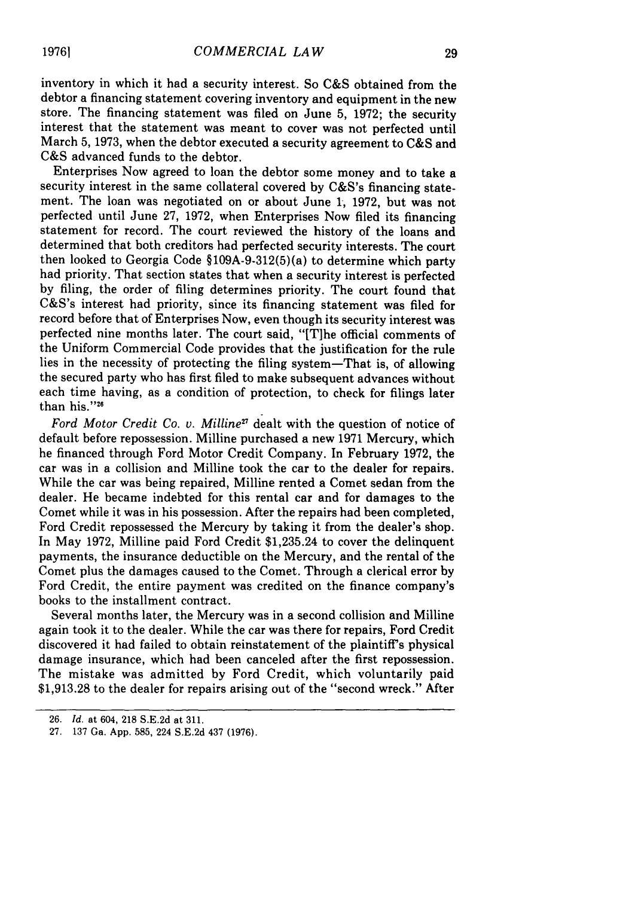inventory in which it had a security interest. So C&S obtained from the debtor a financing statement covering inventory and equipment in the new store. The financing statement was filed on June 5, 1972; the security interest that the statement was meant to cover was not perfected until March 5, 1973, when the debtor executed a security agreement to C&S and C&S advanced funds to the debtor.

Enterprises Now agreed to loan the debtor some money and to take a security interest in the same collateral covered by C&S's financing statement. The loan was negotiated on or about June 1, 1972, but was not perfected until June 27, 1972, when Enterprises Now filed its financing statement for record. The court reviewed the history of the loans and determined that both creditors had perfected security interests. The court then looked to Georgia Code §109A-9-312(5)(a) to determine which party had priority. That section states that when a security interest is perfected by filing, the order of filing determines priority. The court found that C&S's interest had priority, since its financing statement was filed for record before that of Enterprises Now, even though its security interest was perfected nine months later. The court said, "[T]he official comments of the Uniform Commercial Code provides that the justification for the rule lies in the necessity of protecting the filing system—That is, of allowing the secured party who has first filed to make subsequent advances without each time having, as a condition of protection, to check for filings later than his."[26]

*Ford Motor Credit Co. v. Milline*[27] dealt with the question of notice of default before repossession. Milline purchased a new 1971 Mercury, which he financed through Ford Motor Credit Company. In February 1972, the car was in a collision and Milline took the car to the dealer for repairs. While the car was being repaired, Milline rented a Comet sedan from the dealer. He became indebted for this rental car and for damages to the Comet while it was in his possession. After the repairs had been completed, Ford Credit repossessed the Mercury by taking it from the dealer's shop. In May 1972, Milline paid Ford Credit $1,235.24 to cover the delinquent payments, the insurance deductible on the Mercury, and the rental of the Comet plus the damages caused to the Comet. Through a clerical error by Ford Credit, the entire payment was credited on the finance company's books to the installment contract.

Several months later, the Mercury was in a second collision and Milline again took it to the dealer. While the car was there for repairs, Ford Credit discovered it had failed to obtain reinstatement of the plaintiff's physical damage insurance, which had been canceled after the first repossession. The mistake was admitted by Ford Credit, which voluntarily paid $1,913.28 to the dealer for repairs arising out of the "second wreck." After

26. *Id.* at 604, 218 S.E.2d at 311.

27. 137 Ga. App. 585, 224 S.E.2d 437 (1976).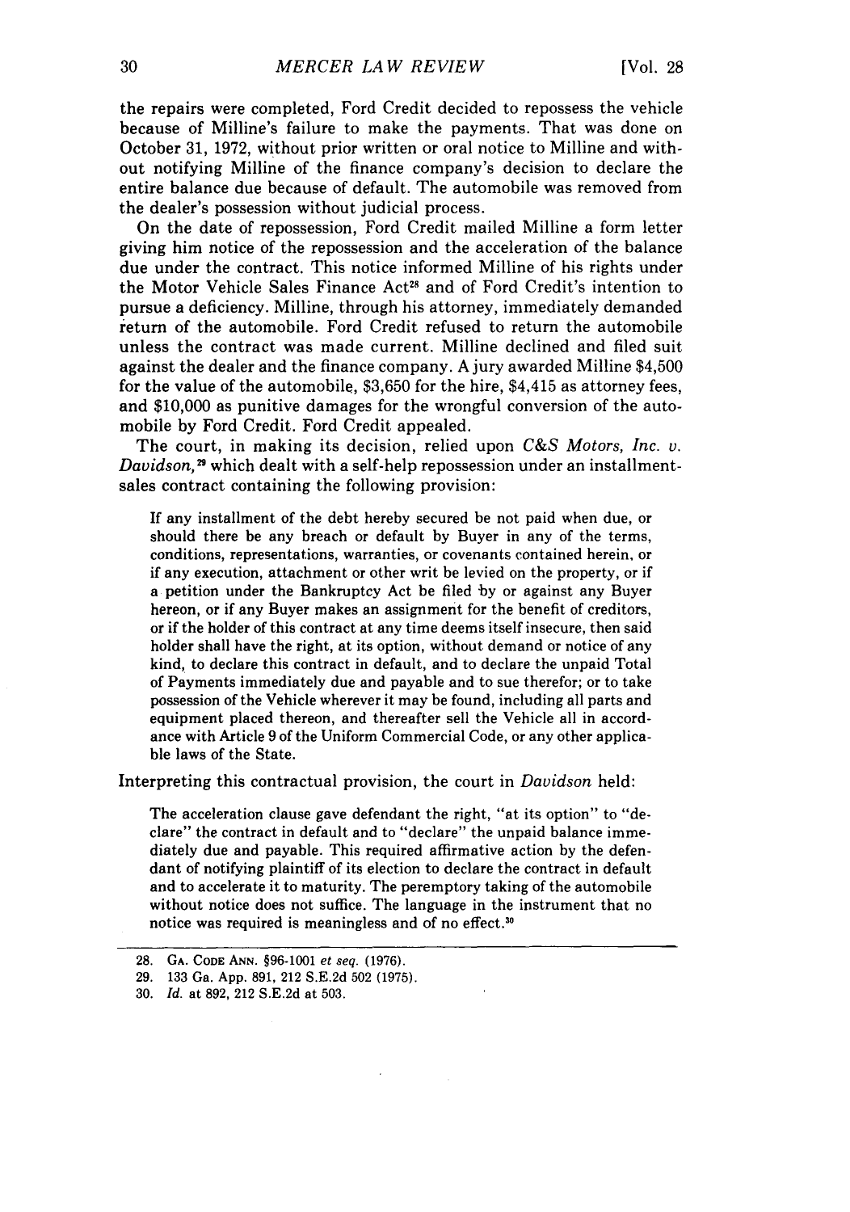the repairs were completed, Ford Credit decided to repossess the vehicle because of Milline's failure to make the payments. That was done on October 31, 1972, without prior written or oral notice to Milline and without notifying Milline of the finance company's decision to declare the entire balance due because of default. The automobile was removed from the dealer's possession without judicial process.

On the date of repossession, Ford Credit mailed Milline a form letter giving him notice of the repossession and the acceleration of the balance due under the contract. This notice informed Milline of his rights under the Motor Vehicle Sales Finance Act[28] and of Ford Credit's intention to pursue a deficiency. Milline, through his attorney, immediately demanded return of the automobile. Ford Credit refused to return the automobile unless the contract was made current. Milline declined and filed suit against the dealer and the finance company. A jury awarded Milline $4,500 for the value of the automobile, $3,650 for the hire, $4,415 as attorney fees, and $10,000 as punitive damages for the wrongful conversion of the automobile by Ford Credit. Ford Credit appealed.

The court, in making its decision, relied upon *C&S Motors, Inc. v. Davidson,*[29] which dealt with a self-help repossession under an installment-sales contract containing the following provision:

> If any installment of the debt hereby secured be not paid when due, or should there be any breach or default by Buyer in any of the terms, conditions, representations, warranties, or covenants contained herein, or if any execution, attachment or other writ be levied on the property, or if a petition under the Bankruptcy Act be filed by or against any Buyer hereon, or if any Buyer makes an assignment for the benefit of creditors, or if the holder of this contract at any time deems itself insecure, then said holder shall have the right, at its option, without demand or notice of any kind, to declare this contract in default, and to declare the unpaid Total of Payments immediately due and payable and to sue therefor; or to take possession of the Vehicle wherever it may be found, including all parts and equipment placed thereon, and thereafter sell the Vehicle all in accordance with Article 9 of the Uniform Commercial Code, or any other applicable laws of the State.

Interpreting this contractual provision, the court in *Davidson* held:

> The acceleration clause gave defendant the right, "at its option" to "declare" the contract in default and to "declare" the unpaid balance immediately due and payable. This required affirmative action by the defendant of notifying plaintiff of its election to declare the contract in default and to accelerate it to maturity. The peremptory taking of the automobile without notice does not suffice. The language in the instrument that no notice was required is meaningless and of no effect.[30]

---

28. GA. CODE ANN. §96-1001 *et seq.* (1976).
29. 133 Ga. App. 891, 212 S.E.2d 502 (1975).
30. *Id.* at 892, 212 S.E.2d at 503.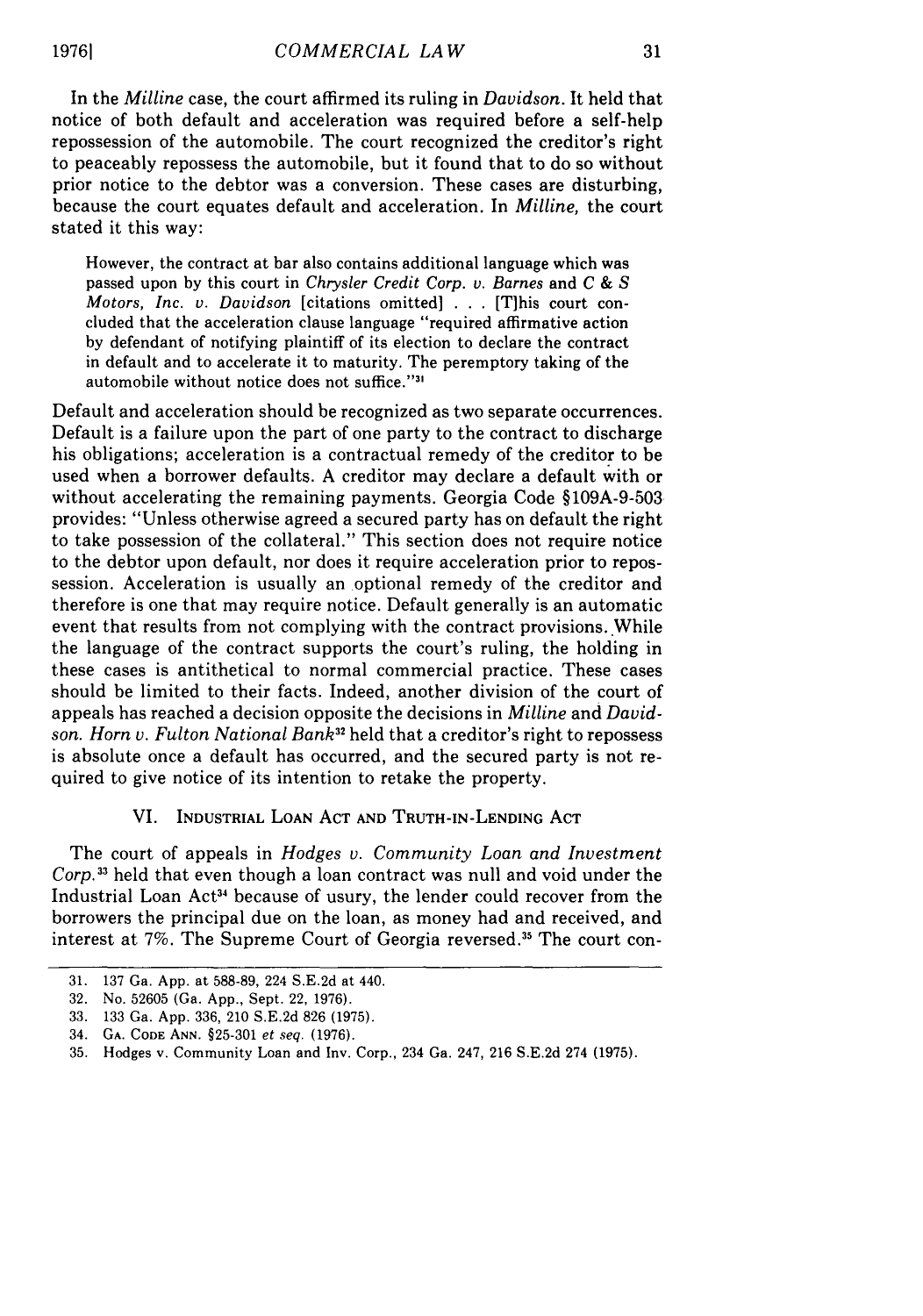In the *Milline* case, the court affirmed its ruling in *Davidson*. It held that notice of both default and acceleration was required before a self-help repossession of the automobile. The court recognized the creditor's right to peaceably repossess the automobile, but it found that to do so without prior notice to the debtor was a conversion. These cases are disturbing, because the court equates default and acceleration. In *Milline*, the court stated it this way:

> However, the contract at bar also contains additional language which was passed upon by this court in *Chrysler Credit Corp. v. Barnes* and *C & S Motors, Inc. v. Davidson* [citations omitted] . . . [T]his court concluded that the acceleration clause language "required affirmative action by defendant of notifying plaintiff of its election to declare the contract in default and to accelerate it to maturity. The peremptory taking of the automobile without notice does not suffice."[31]

Default and acceleration should be recognized as two separate occurrences. Default is a failure upon the part of one party to the contract to discharge his obligations; acceleration is a contractual remedy of the creditor to be used when a borrower defaults. A creditor may declare a default with or without accelerating the remaining payments. Georgia Code §109A-9-503 provides: "Unless otherwise agreed a secured party has on default the right to take possession of the collateral." This section does not require notice to the debtor upon default, nor does it require acceleration prior to repossession. Acceleration is usually an optional remedy of the creditor and therefore is one that may require notice. Default generally is an automatic event that results from not complying with the contract provisions. While the language of the contract supports the court's ruling, the holding in these cases is antithetical to normal commercial practice. These cases should be limited to their facts. Indeed, another division of the court of appeals has reached a decision opposite the decisions in *Milline* and *Davidson*. *Horn v. Fulton National Bank*[32] held that a creditor's right to repossess is absolute once a default has occurred, and the secured party is not required to give notice of its intention to retake the property.

## VI. Industrial Loan Act and Truth-in-Lending Act

The court of appeals in *Hodges v. Community Loan and Investment Corp.*[33] held that even though a loan contract was null and void under the Industrial Loan Act[34] because of usury, the lender could recover from the borrowers the principal due on the loan, as money had and received, and interest at 7%. The Supreme Court of Georgia reversed.[35] The court con-

---

31. 137 Ga. App. at 588-89, 224 S.E.2d at 440.
32. No. 52605 (Ga. App., Sept. 22, 1976).
33. 133 Ga. App. 336, 210 S.E.2d 826 (1975).
34. Ga. Code Ann. §25-301 *et seq.* (1976).
35. Hodges v. Community Loan and Inv. Corp., 234 Ga. 247, 216 S.E.2d 274 (1975).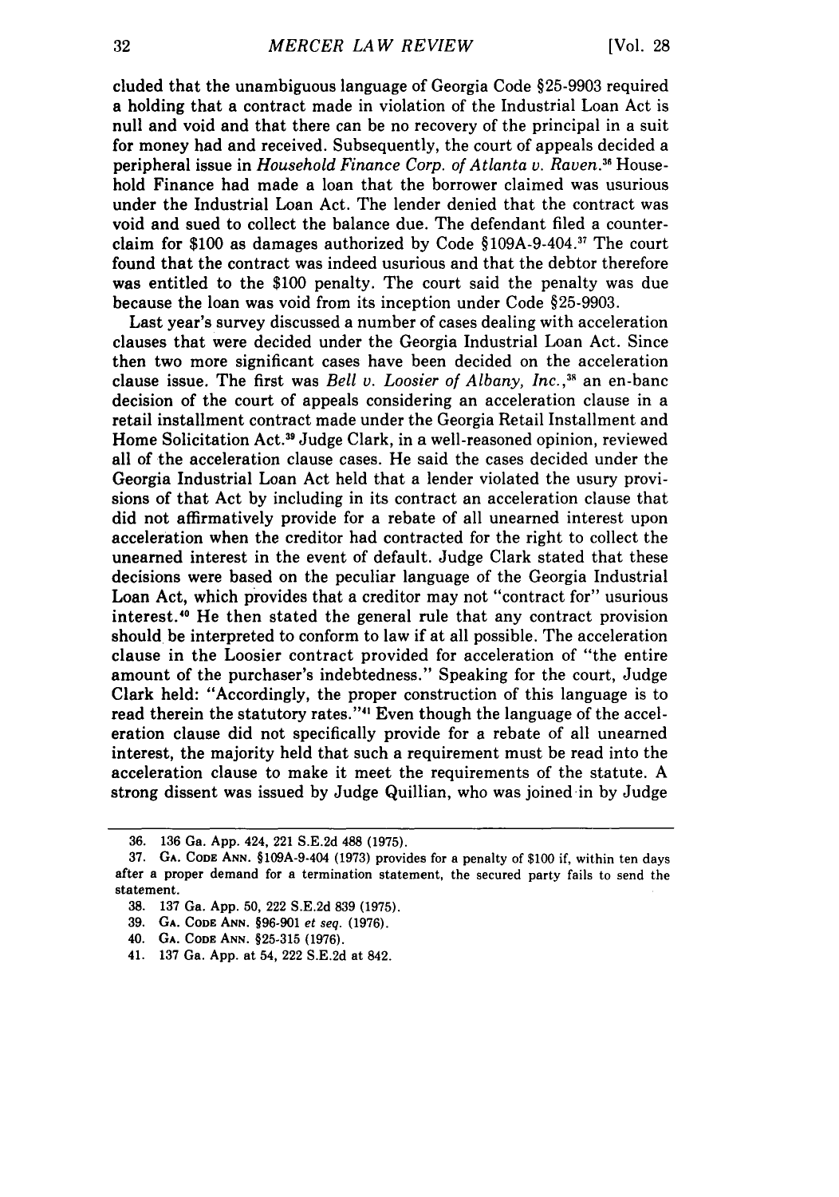cluded that the unambiguous language of Georgia Code §25-9903 required a holding that a contract made in violation of the Industrial Loan Act is null and void and that there can be no recovery of the principal in a suit for money had and received. Subsequently, the court of appeals decided a peripheral issue in *Household Finance Corp. of Atlanta v. Raven.*[36] Household Finance had made a loan that the borrower claimed was usurious under the Industrial Loan Act. The lender denied that the contract was void and sued to collect the balance due. The defendant filed a counterclaim for $100 as damages authorized by Code §109A-9-404.[37] The court found that the contract was indeed usurious and that the debtor therefore was entitled to the $100 penalty. The court said the penalty was due because the loan was void from its inception under Code §25-9903.

Last year's survey discussed a number of cases dealing with acceleration clauses that were decided under the Georgia Industrial Loan Act. Since then two more significant cases have been decided on the acceleration clause issue. The first was *Bell v. Loosier of Albany, Inc.*,[38] an en-banc decision of the court of appeals considering an acceleration clause in a retail installment contract made under the Georgia Retail Installment and Home Solicitation Act.[39] Judge Clark, in a well-reasoned opinion, reviewed all of the acceleration clause cases. He said the cases decided under the Georgia Industrial Loan Act held that a lender violated the usury provisions of that Act by including in its contract an acceleration clause that did not affirmatively provide for a rebate of all unearned interest upon acceleration when the creditor had contracted for the right to collect the unearned interest in the event of default. Judge Clark stated that these decisions were based on the peculiar language of the Georgia Industrial Loan Act, which provides that a creditor may not "contract for" usurious interest.[40] He then stated the general rule that any contract provision should be interpreted to conform to law if at all possible. The acceleration clause in the Loosier contract provided for acceleration of "the entire amount of the purchaser's indebtedness." Speaking for the court, Judge Clark held: "Accordingly, the proper construction of this language is to read therein the statutory rates."[41] Even though the language of the acceleration clause did not specifically provide for a rebate of all unearned interest, the majority held that such a requirement must be read into the acceleration clause to make it meet the requirements of the statute. A strong dissent was issued by Judge Quillian, who was joined in by Judge

---

36. 136 Ga. App. 424, 221 S.E.2d 488 (1975).

37. GA. CODE ANN. §109A-9-404 (1973) provides for a penalty of $100 if, within ten days after a proper demand for a termination statement, the secured party fails to send the statement.

38. 137 Ga. App. 50, 222 S.E.2d 839 (1975).

39. GA. CODE ANN. §96-901 *et seq.* (1976).

40. GA. CODE ANN. §25-315 (1976).

41. 137 Ga. App. at 54, 222 S.E.2d at 842.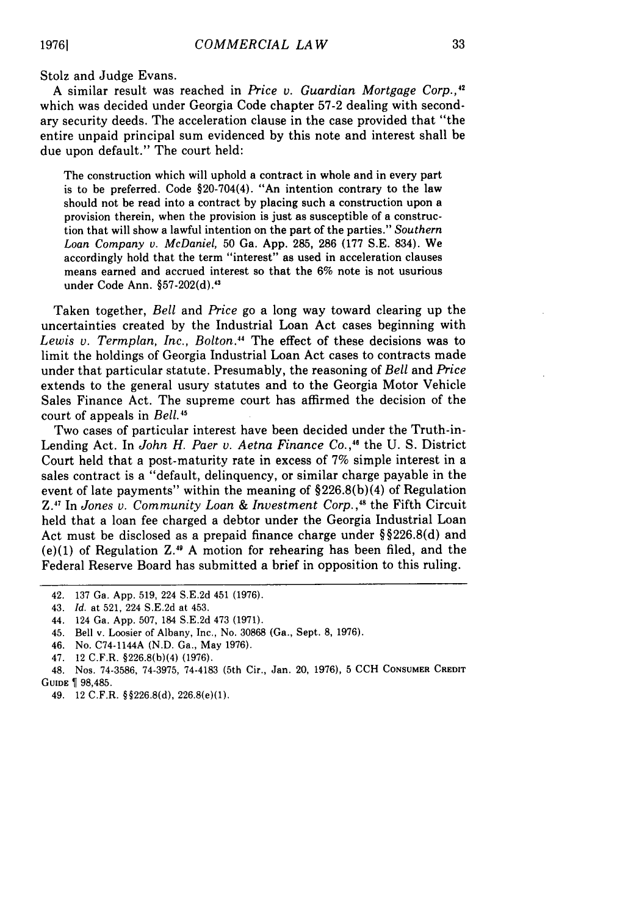Stolz and Judge Evans.

A similar result was reached in *Price v. Guardian Mortgage Corp.*,[42] which was decided under Georgia Code chapter 57-2 dealing with secondary security deeds. The acceleration clause in the case provided that "the entire unpaid principal sum evidenced by this note and interest shall be due upon default." The court held:

> The construction which will uphold a contract in whole and in every part is to be preferred. Code §20-704(4). "An intention contrary to the law should not be read into a contract by placing such a construction upon a provision therein, when the provision is just as susceptible of a construction that will show a lawful intention on the part of the parties." *Southern Loan Company v. McDaniel*, 50 Ga. App. 285, 286 (177 S.E. 834). We accordingly hold that the term "interest" as used in acceleration clauses means earned and accrued interest so that the 6% note is not usurious under Code Ann. §57-202(d).[43]

Taken together, *Bell* and *Price* go a long way toward clearing up the uncertainties created by the Industrial Loan Act cases beginning with *Lewis v. Termplan, Inc., Bolton*.[44] The effect of these decisions was to limit the holdings of Georgia Industrial Loan Act cases to contracts made under that particular statute. Presumably, the reasoning of *Bell* and *Price* extends to the general usury statutes and to the Georgia Motor Vehicle Sales Finance Act. The supreme court has affirmed the decision of the court of appeals in *Bell*.[45]

Two cases of particular interest have been decided under the Truth-in-Lending Act. In *John H. Paer v. Aetna Finance Co.*,[46] the U. S. District Court held that a post-maturity rate in excess of 7% simple interest in a sales contract is a "default, delinquency, or similar charge payable in the event of late payments" within the meaning of §226.8(b)(4) of Regulation Z.[47] In *Jones v. Community Loan & Investment Corp.*,[48] the Fifth Circuit held that a loan fee charged a debtor under the Georgia Industrial Loan Act must be disclosed as a prepaid finance charge under §§226.8(d) and (e)(1) of Regulation Z.[49] A motion for rehearing has been filed, and the Federal Reserve Board has submitted a brief in opposition to this ruling.

---

42. 137 Ga. App. 519, 224 S.E.2d 451 (1976).
43. *Id.* at 521, 224 S.E.2d at 453.
44. 124 Ga. App. 507, 184 S.E.2d 473 (1971).
45. Bell v. Loosier of Albany, Inc., No. 30868 (Ga., Sept. 8, 1976).
46. No. C74-1144A (N.D. Ga., May 1976).
47. 12 C.F.R. §226.8(b)(4) (1976).
48. Nos. 74-3586, 74-3975, 74-4183 (5th Cir., Jan. 20, 1976), 5 CCH CONSUMER CREDIT GUIDE ¶ 98,485.
49. 12 C.F.R. §§226.8(d), 226.8(e)(1).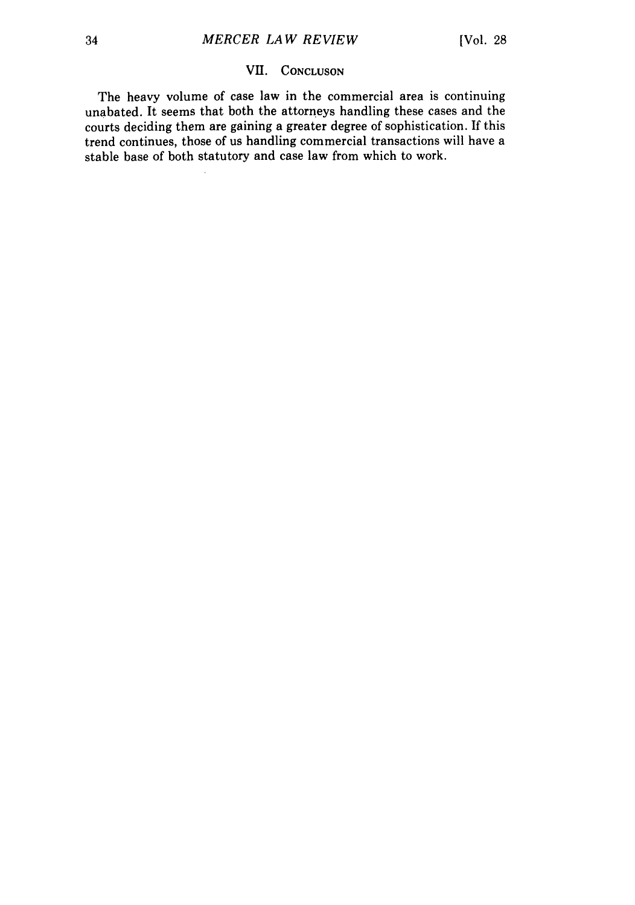## VII. CONCLUSON

The heavy volume of case law in the commercial area is continuing unabated. It seems that both the attorneys handling these cases and the courts deciding them are gaining a greater degree of sophistication. If this trend continues, those of us handling commercial transactions will have a stable base of both statutory and case law from which to work.